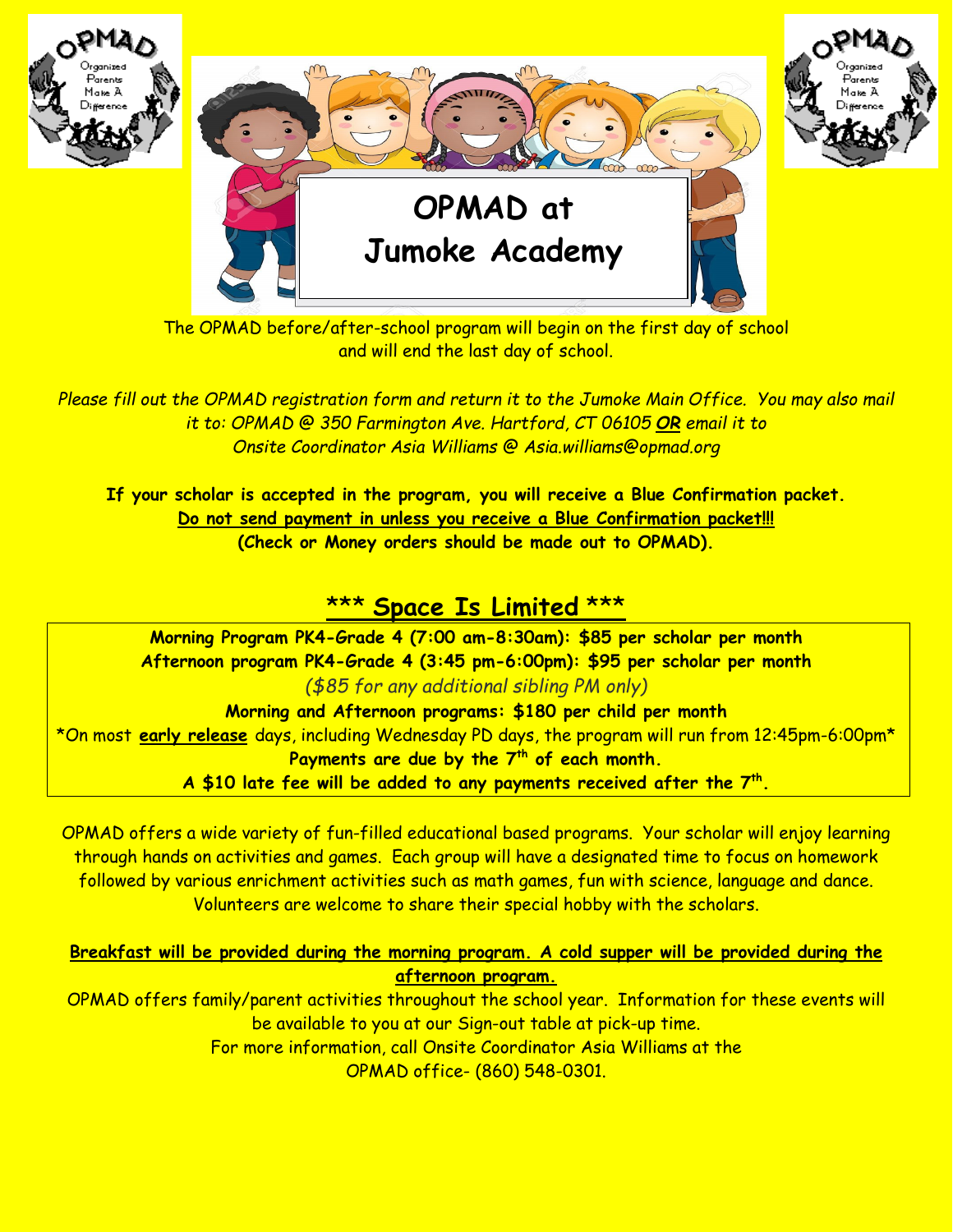# OPMAD at Jumoke Academy

The OPMAD before/after-school program will begin on the first day of school and will end the last day of school.

*Please fill out the OPMAD registration form and return it to the Jumoke Main Office. You may also mail it to: OPMAD @ 350 Farmington Ave. Hartford, CT 06105* ***OR*** *email it to Onsite Coordinator Asia Williams @ Asia.williams@opmad.org*

**If your scholar is accepted in the program, you will receive a Blue Confirmation packet.**
**Do not send payment in unless you receive a Blue Confirmation packet!!!**
**(Check or Money orders should be made out to OPMAD).**

## *** Space Is Limited ***

**Morning Program PK4-Grade 4 (7:00 am-8:30am): $85 per scholar per month**
**Afternoon program PK4-Grade 4 (3:45 pm-6:00pm): $95 per scholar per month**
*($85 for any additional sibling PM only)*
**Morning and Afternoon programs: $180 per child per month**
*On most **early release** days, including Wednesday PD days, the program will run from 12:45pm-6:00pm*
**Payments are due by the 7th of each month.**
**A $10 late fee will be added to any payments received after the 7th.**

OPMAD offers a wide variety of fun-filled educational based programs. Your scholar will enjoy learning through hands on activities and games. Each group will have a designated time to focus on homework followed by various enrichment activities such as math games, fun with science, language and dance. Volunteers are welcome to share their special hobby with the scholars.

**Breakfast will be provided during the morning program. A cold supper will be provided during the afternoon program.**

OPMAD offers family/parent activities throughout the school year. Information for these events will be available to you at our Sign-out table at pick-up time.
For more information, call Onsite Coordinator Asia Williams at the OPMAD office- (860) 548-0301.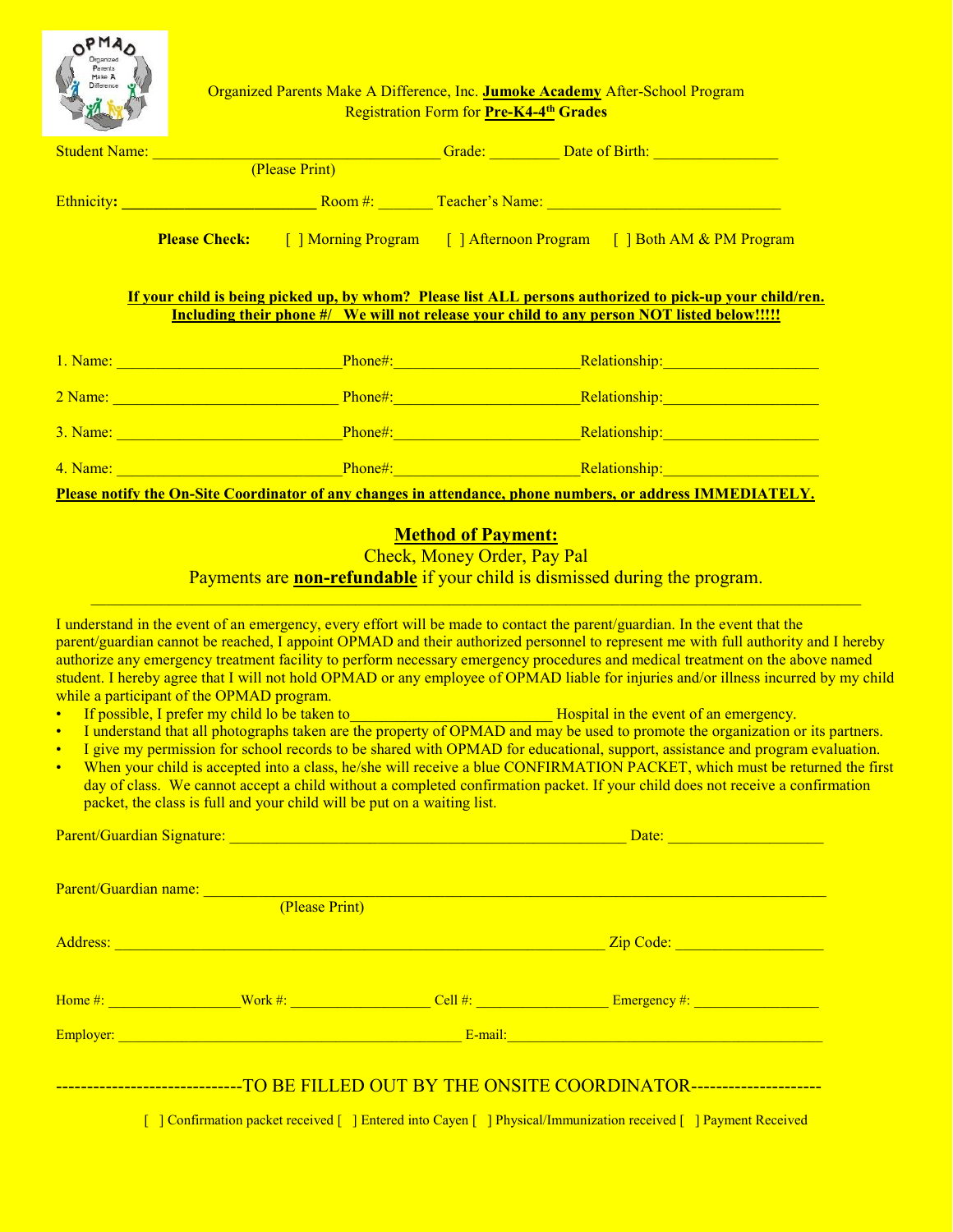Organized Parents Make A Difference, Inc. **Jumoke Academy** After-School Program
Registration Form for **Pre-K4-4th Grades**

Student Name: ___________________________________ Grade: ________ Date of Birth: _______________
(Please Print)

Ethnicity: ________________________ Room #: _______ Teacher's Name: ____________________________

**Please Check:** [ ] Morning Program [ ] Afternoon Program [ ] Both AM & PM Program

**If your child is being picked up, by whom? Please list ALL persons authorized to pick-up your child/ren. Including their phone #/ We will not release your child to any person NOT listed below!!!!!**

1. Name: ____________________________ Phone#: ______________________ Relationship: ___________________

2 Name: ____________________________ Phone#: ______________________ Relationship: ___________________

3. Name: ____________________________ Phone#: ______________________ Relationship: ___________________

4. Name: ____________________________ Phone#: ______________________ Relationship: ___________________

**Please notify the On-Site Coordinator of any changes in attendance, phone numbers, or address IMMEDIATELY.**

## Method of Payment:

Check, Money Order, Pay Pal

Payments are **non-refundable** if your child is dismissed during the program.

---

I understand in the event of an emergency, every effort will be made to contact the parent/guardian. In the event that the parent/guardian cannot be reached, I appoint OPMAD and their authorized personnel to represent me with full authority and I hereby authorize any emergency treatment facility to perform necessary emergency procedures and medical treatment on the above named student. I hereby agree that I will not hold OPMAD or any employee of OPMAD liable for injuries and/or illness incurred by my child while a participant of the OPMAD program.

- If possible, I prefer my child lo be taken to_________________________ Hospital in the event of an emergency.
- I understand that all photographs taken are the property of OPMAD and may be used to promote the organization or its partners.
- I give my permission for school records to be shared with OPMAD for educational, support, assistance and program evaluation.
- When your child is accepted into a class, he/she will receive a blue CONFIRMATION PACKET, which must be returned the first day of class. We cannot accept a child without a completed confirmation packet. If your child does not receive a confirmation packet, the class is full and your child will be put on a waiting list.

Parent/Guardian Signature: ____________________________________________________ Date: ___________________

Parent/Guardian name: ______________________________________________________________________________
(Please Print)

Address: _____________________________________________________________ Zip Code: __________________

Home #: _________________ Work #: __________________ Cell #: _________________ Emergency #: ________________

Employer: ____________________________________________ E-mail: __________________________________________

------------------------------TO BE FILLED OUT BY THE ONSITE COORDINATOR---------------------

[ ] Confirmation packet received [ ] Entered into Cayen [ ] Physical/Immunization received [ ] Payment Received